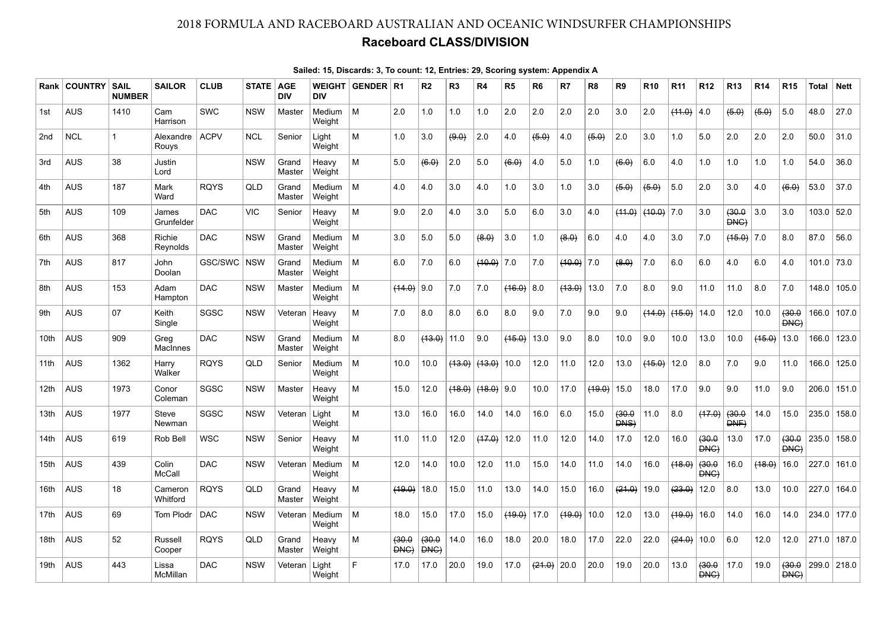# 2018 FORMULA AND RACEBOARD AUSTRALIAN AND OCEANIC WINDSURFER CHAMPIONSHIPS

## Raceboard CLASS/DIVISION

**Sailed: 15, Discards: 3, To count: 12, Entries: 29, Scoring system: Appendix A**

| Rank | COUNTRY | SAIL NUMBER | SAILOR | CLUB | STATE | AGE DIV | WEIGHT DIV | GENDER | R1 | R2 | R3 | R4 | R5 | R6 | R7 | R8 | R9 | R10 | R11 | R12 | R13 | R14 | R15 | Total | Nett |
|---|---|---|---|---|---|---|---|---|---|---|---|---|---|---|---|---|---|---|---|---|---|---|---|---|---|
| 1st | AUS | 1410 | Cam Harrison | SWC | NSW | Master | Medium Weight | M | 2.0 | 1.0 | 1.0 | 1.0 | 2.0 | 2.0 | 2.0 | 2.0 | 3.0 | 2.0 | ~~(11.0)~~ | 4.0 | ~~(5.0)~~ | ~~(5.0)~~ | 5.0 | 48.0 | 27.0 |
| 2nd | NCL | 1 | Alexandre Rouys | ACPV | NCL | Senior | Light Weight | M | 1.0 | 3.0 | ~~(9.0)~~ | 2.0 | 4.0 | ~~(5.0)~~ | 4.0 | ~~(5.0)~~ | 2.0 | 3.0 | 1.0 | 5.0 | 2.0 | 2.0 | 2.0 | 50.0 | 31.0 |
| 3rd | AUS | 38 | Justin Lord | | NSW | Grand Master | Heavy Weight | M | 5.0 | ~~(6.0)~~ | 2.0 | 5.0 | ~~(6.0)~~ | 4.0 | 5.0 | 1.0 | ~~(6.0)~~ | 6.0 | 4.0 | 1.0 | 1.0 | 1.0 | 1.0 | 54.0 | 36.0 |
| 4th | AUS | 187 | Mark Ward | RQYS | QLD | Grand Master | Medium Weight | M | 4.0 | 4.0 | 3.0 | 4.0 | 1.0 | 3.0 | 1.0 | 3.0 | ~~(5.0)~~ | ~~(5.0)~~ | 5.0 | 2.0 | 3.0 | 4.0 | ~~(6.0)~~ | 53.0 | 37.0 |
| 5th | AUS | 109 | James Grunfelder | DAC | VIC | Senior | Heavy Weight | M | 9.0 | 2.0 | 4.0 | 3.0 | 5.0 | 6.0 | 3.0 | 4.0 | ~~(11.0)~~ | ~~(10.0)~~ | 7.0 | 3.0 | ~~(30.0 DNC)~~ | 3.0 | 3.0 | 103.0 | 52.0 |
| 6th | AUS | 368 | Richie Reynolds | DAC | NSW | Grand Master | Medium Weight | M | 3.0 | 5.0 | 5.0 | ~~(8.0)~~ | 3.0 | 1.0 | ~~(8.0)~~ | 6.0 | 4.0 | 4.0 | 3.0 | 7.0 | ~~(15.0)~~ | 7.0 | 8.0 | 87.0 | 56.0 |
| 7th | AUS | 817 | John Doolan | GSC/SWC | NSW | Grand Master | Medium Weight | M | 6.0 | 7.0 | 6.0 | ~~(10.0)~~ | 7.0 | 7.0 | ~~(10.0)~~ | 7.0 | ~~(8.0)~~ | 7.0 | 6.0 | 6.0 | 4.0 | 6.0 | 4.0 | 101.0 | 73.0 |
| 8th | AUS | 153 | Adam Hampton | DAC | NSW | Master | Medium Weight | M | ~~(14.0)~~ | 9.0 | 7.0 | 7.0 | ~~(16.0)~~ | 8.0 | ~~(13.0)~~ | 13.0 | 7.0 | 8.0 | 9.0 | 11.0 | 11.0 | 8.0 | 7.0 | 148.0 | 105.0 |
| 9th | AUS | 07 | Keith Single | SGSC | NSW | Veteran | Heavy Weight | M | 7.0 | 8.0 | 8.0 | 6.0 | 8.0 | 9.0 | 7.0 | 9.0 | 9.0 | ~~(14.0)~~ | ~~(15.0)~~ | 14.0 | 12.0 | 10.0 | ~~(30.0 DNC)~~ | 166.0 | 107.0 |
| 10th | AUS | 909 | Greg MacInnes | DAC | NSW | Grand Master | Medium Weight | M | 8.0 | ~~(13.0)~~ | 11.0 | 9.0 | ~~(15.0)~~ | 13.0 | 9.0 | 8.0 | 10.0 | 9.0 | 10.0 | 13.0 | 10.0 | ~~(15.0)~~ | 13.0 | 166.0 | 123.0 |
| 11th | AUS | 1362 | Harry Walker | RQYS | QLD | Senior | Medium Weight | M | 10.0 | 10.0 | ~~(13.0)~~ | ~~(13.0)~~ | 10.0 | 12.0 | 11.0 | 12.0 | 13.0 | ~~(15.0)~~ | 12.0 | 8.0 | 7.0 | 9.0 | 11.0 | 166.0 | 125.0 |
| 12th | AUS | 1973 | Conor Coleman | SGSC | NSW | Master | Heavy Weight | M | 15.0 | 12.0 | ~~(18.0)~~ | ~~(18.0)~~ | 9.0 | 10.0 | 17.0 | ~~(19.0)~~ | 15.0 | 18.0 | 17.0 | 9.0 | 9.0 | 11.0 | 9.0 | 206.0 | 151.0 |
| 13th | AUS | 1977 | Steve Newman | SGSC | NSW | Veteran | Light Weight | M | 13.0 | 16.0 | 16.0 | 14.0 | 14.0 | 16.0 | 6.0 | 15.0 | ~~(30.0 DNS)~~ | 11.0 | 8.0 | ~~(17.0)~~ | ~~(30.0 DNF)~~ | 14.0 | 15.0 | 235.0 | 158.0 |
| 14th | AUS | 619 | Rob Bell | WSC | NSW | Senior | Heavy Weight | M | 11.0 | 11.0 | 12.0 | ~~(17.0)~~ | 12.0 | 11.0 | 12.0 | 14.0 | 17.0 | 12.0 | 16.0 | ~~(30.0 DNC)~~ | 13.0 | 17.0 | ~~(30.0 DNC)~~ | 235.0 | 158.0 |
| 15th | AUS | 439 | Colin McCall | DAC | NSW | Veteran | Medium Weight | M | 12.0 | 14.0 | 10.0 | 12.0 | 11.0 | 15.0 | 14.0 | 11.0 | 14.0 | 16.0 | ~~(18.0)~~ | ~~(30.0 DNC)~~ | 16.0 | ~~(18.0)~~ | 16.0 | 227.0 | 161.0 |
| 16th | AUS | 18 | Cameron Whitford | RQYS | QLD | Grand Master | Heavy Weight | M | ~~(19.0)~~ | 18.0 | 15.0 | 11.0 | 13.0 | 14.0 | 15.0 | 16.0 | ~~(21.0)~~ | 19.0 | ~~(23.0)~~ | 12.0 | 8.0 | 13.0 | 10.0 | 227.0 | 164.0 |
| 17th | AUS | 69 | Tom Plodr | DAC | NSW | Veteran | Medium Weight | M | 18.0 | 15.0 | 17.0 | 15.0 | ~~(19.0)~~ | 17.0 | ~~(19.0)~~ | 10.0 | 12.0 | 13.0 | ~~(19.0)~~ | 16.0 | 14.0 | 16.0 | 14.0 | 234.0 | 177.0 |
| 18th | AUS | 52 | Russell Cooper | RQYS | QLD | Grand Master | Heavy Weight | M | ~~(30.0 DNC)~~ | ~~(30.0 DNC)~~ | 14.0 | 16.0 | 18.0 | 20.0 | 18.0 | 17.0 | 22.0 | 22.0 | ~~(24.0)~~ | 10.0 | 6.0 | 12.0 | 12.0 | 271.0 | 187.0 |
| 19th | AUS | 443 | Lissa McMillan | DAC | NSW | Veteran | Light Weight | F | 17.0 | 17.0 | 20.0 | 19.0 | 17.0 | ~~(21.0)~~ | 20.0 | 20.0 | 19.0 | 20.0 | 13.0 | ~~(30.0 DNC)~~ | 17.0 | 19.0 | ~~(30.0 DNC)~~ | 299.0 | 218.0 |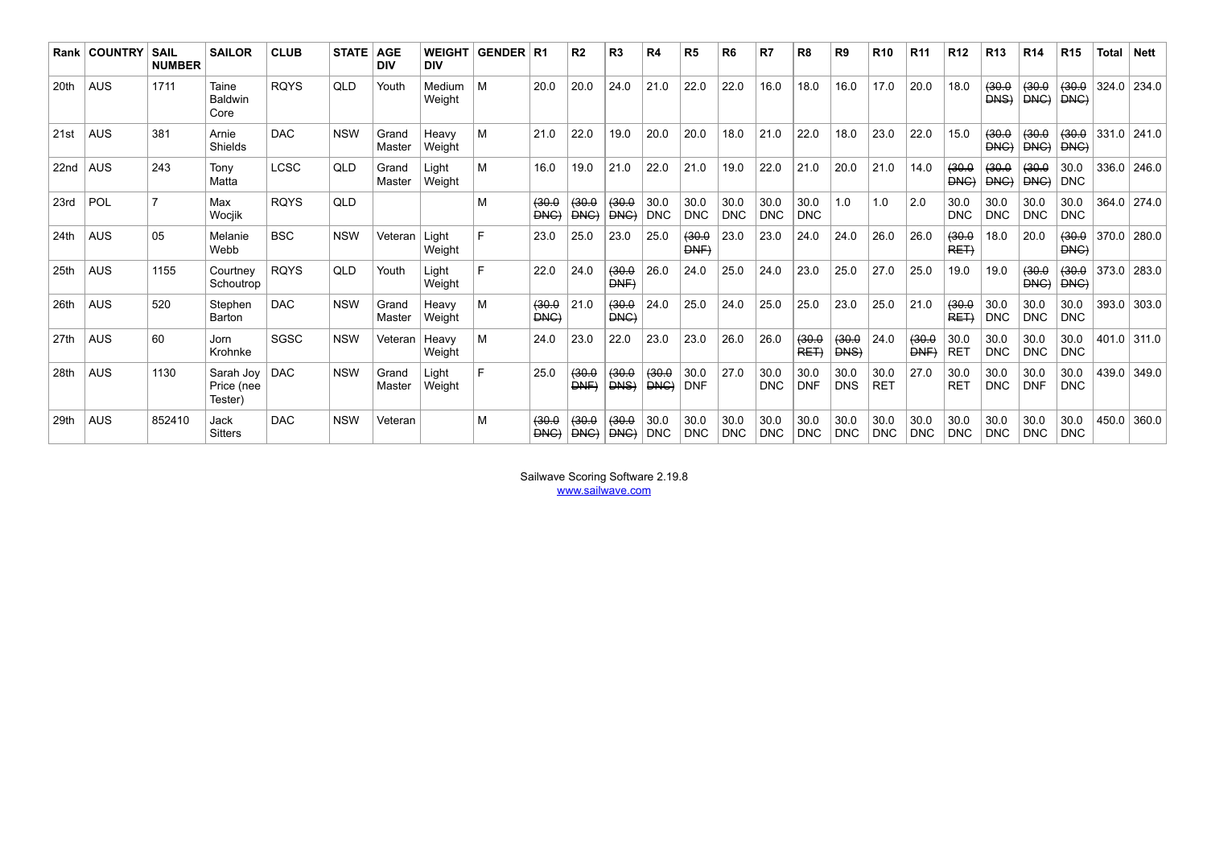| Rank | COUNTRY | SAIL NUMBER | SAILOR | CLUB | STATE | AGE DIV | WEIGHT DIV | GENDER | R1 | R2 | R3 | R4 | R5 | R6 | R7 | R8 | R9 | R10 | R11 | R12 | R13 | R14 | R15 | Total | Nett |
|---|---|---|---|---|---|---|---|---|---|---|---|---|---|---|---|---|---|---|---|---|---|---|---|---|---|
| 20th | AUS | 1711 | Taine Baldwin Core | RQYS | QLD | Youth | Medium Weight | M | 20.0 | 20.0 | 24.0 | 21.0 | 22.0 | 22.0 | 16.0 | 18.0 | 16.0 | 17.0 | 20.0 | 18.0 | ~~(30.0 DNS)~~ | ~~(30.0 DNC)~~ | ~~(30.0 DNC)~~ | 324.0 | 234.0 |
| 21st | AUS | 381 | Arnie Shields | DAC | NSW | Grand Master | Heavy Weight | M | 21.0 | 22.0 | 19.0 | 20.0 | 20.0 | 18.0 | 21.0 | 22.0 | 18.0 | 23.0 | 22.0 | 15.0 | ~~(30.0 DNC)~~ | ~~(30.0 DNC)~~ | ~~(30.0 DNC)~~ | 331.0 | 241.0 |
| 22nd | AUS | 243 | Tony Matta | LCSC | QLD | Grand Master | Light Weight | M | 16.0 | 19.0 | 21.0 | 22.0 | 21.0 | 19.0 | 22.0 | 21.0 | 20.0 | 21.0 | 14.0 | ~~(30.0 DNC)~~ | ~~(30.0 DNC)~~ | ~~(30.0 DNC)~~ | 30.0 DNC | 336.0 | 246.0 |
| 23rd | POL | 7 | Max Wocjik | RQYS | QLD | | | M | ~~(30.0 DNC)~~ | ~~(30.0 DNC)~~ | ~~(30.0 DNC)~~ | 30.0 DNC | 30.0 DNC | 30.0 DNC | 30.0 DNC | 30.0 DNC | 1.0 | 1.0 | 2.0 | 30.0 DNC | 30.0 DNC | 30.0 DNC | 30.0 DNC | 364.0 | 274.0 |
| 24th | AUS | 05 | Melanie Webb | BSC | NSW | Veteran | Light Weight | F | 23.0 | 25.0 | 23.0 | 25.0 | ~~(30.0 DNF)~~ | 23.0 | 23.0 | 24.0 | 24.0 | 26.0 | 26.0 | ~~(30.0 RET)~~ | 18.0 | 20.0 | ~~(30.0 DNC)~~ | 370.0 | 280.0 |
| 25th | AUS | 1155 | Courtney Schoutrop | RQYS | QLD | Youth | Light Weight | F | 22.0 | 24.0 | ~~(30.0 DNF)~~ | 26.0 | 24.0 | 25.0 | 24.0 | 23.0 | 25.0 | 27.0 | 25.0 | 19.0 | 19.0 | ~~(30.0 DNC)~~ | ~~(30.0 DNC)~~ | 373.0 | 283.0 |
| 26th | AUS | 520 | Stephen Barton | DAC | NSW | Grand Master | Heavy Weight | M | ~~(30.0 DNC)~~ | 21.0 | ~~(30.0 DNC)~~ | 24.0 | 25.0 | 24.0 | 25.0 | 25.0 | 23.0 | 25.0 | 21.0 | ~~(30.0 RET)~~ | 30.0 DNC | 30.0 DNC | 30.0 DNC | 393.0 | 303.0 |
| 27th | AUS | 60 | Jorn Krohnke | SGSC | NSW | Veteran | Heavy Weight | M | 24.0 | 23.0 | 22.0 | 23.0 | 23.0 | 26.0 | 26.0 | ~~(30.0 RET)~~ | ~~(30.0 DNS)~~ | 24.0 | ~~(30.0 DNF)~~ | 30.0 RET | 30.0 DNC | 30.0 DNC | 30.0 DNC | 401.0 | 311.0 |
| 28th | AUS | 1130 | Sarah Joy Price (nee Tester) | DAC | NSW | Grand Master | Light Weight | F | 25.0 | ~~(30.0 DNF)~~ | ~~(30.0 DNS)~~ | ~~(30.0 DNC)~~ | 30.0 DNF | 27.0 | 30.0 DNC | 30.0 DNF | 30.0 DNS | 30.0 RET | 27.0 | 30.0 RET | 30.0 DNC | 30.0 DNF | 30.0 DNC | 439.0 | 349.0 |
| 29th | AUS | 852410 | Jack Sitters | DAC | NSW | Veteran | | M | ~~(30.0 DNC)~~ | ~~(30.0 DNC)~~ | ~~(30.0 DNC)~~ | 30.0 DNC | 30.0 DNC | 30.0 DNC | 30.0 DNC | 30.0 DNC | 30.0 DNC | 30.0 DNC | 30.0 DNC | 30.0 DNC | 30.0 DNC | 30.0 DNC | 30.0 DNC | 450.0 | 360.0 |

Sailwave Scoring Software 2.19.8
www.sailwave.com